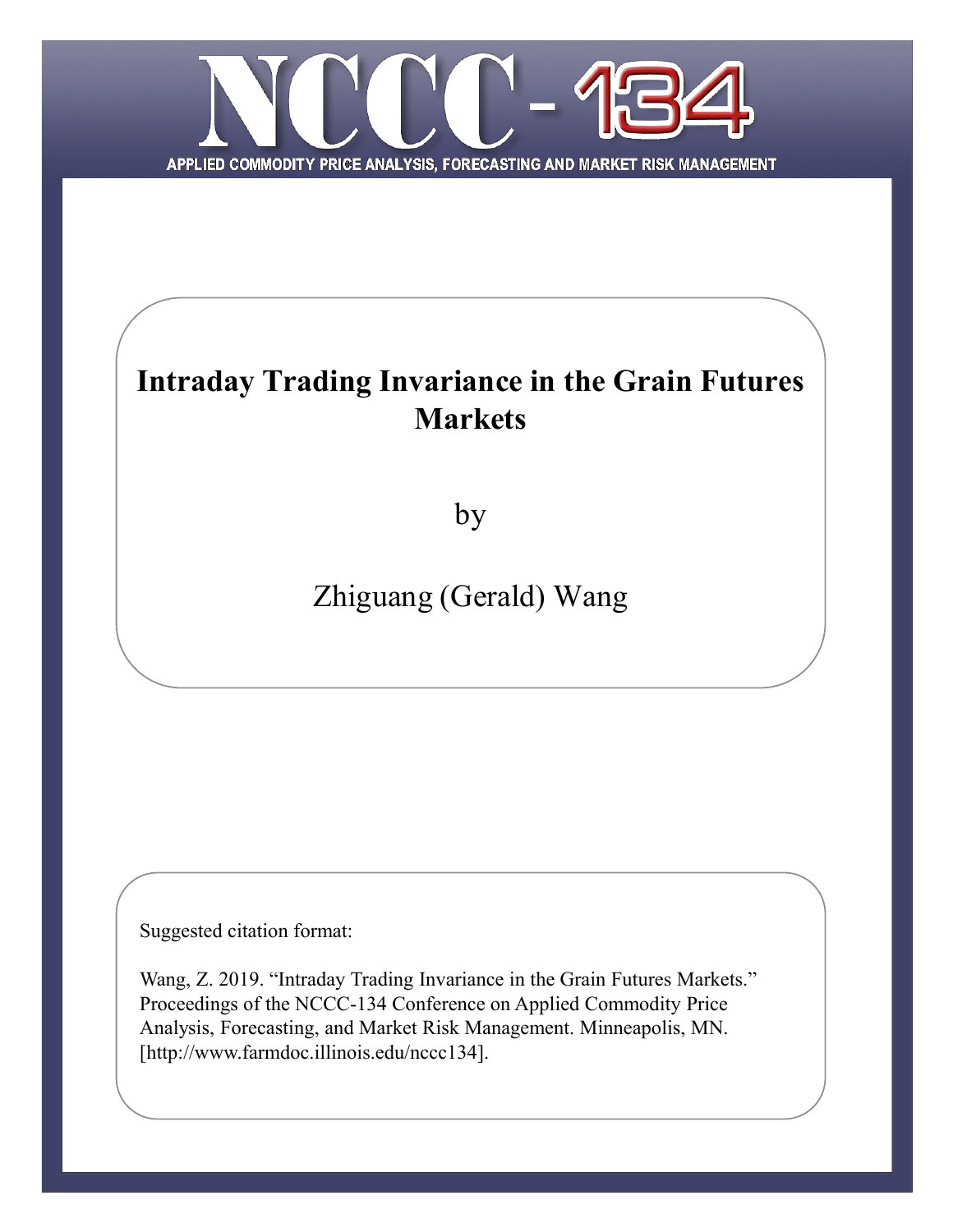NCCC-134

APPLIED COMMODITY PRICE ANALYSIS, FORECASTING AND MARKET RISK MANAGEMENT

# Intraday Trading Invariance in the Grain Futures Markets

by

Zhiguang (Gerald) Wang

Suggested citation format:

Wang, Z. 2019. "Intraday Trading Invariance in the Grain Futures Markets." Proceedings of the NCCC-134 Conference on Applied Commodity Price Analysis, Forecasting, and Market Risk Management. Minneapolis, MN. [http://www.farmdoc.illinois.edu/nccc134].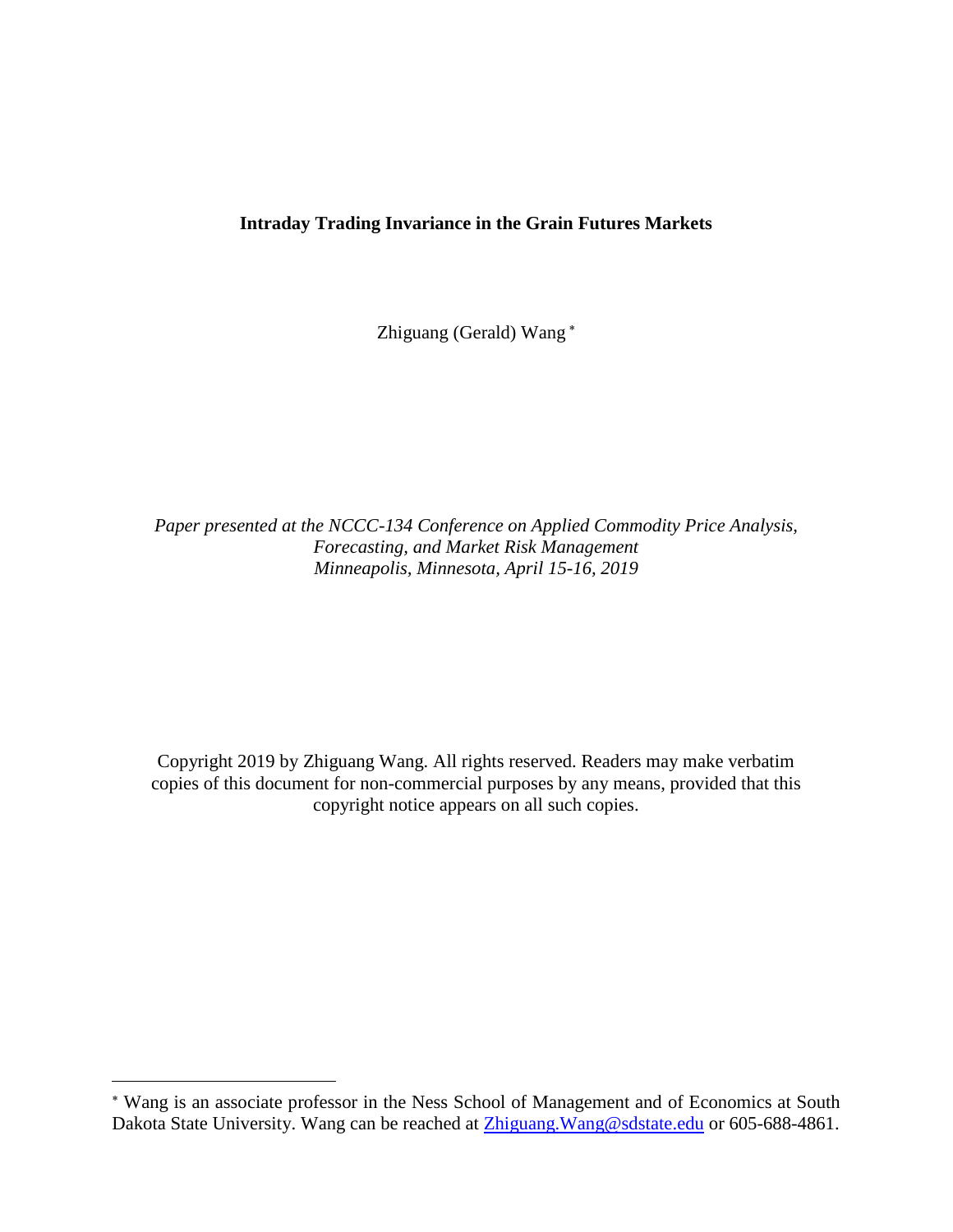**Intraday Trading Invariance in the Grain Futures Markets**

Zhiguang (Gerald) Wang [*]

*Paper presented at the NCCC-134 Conference on Applied Commodity Price Analysis, Forecasting, and Market Risk Management*
*Minneapolis, Minnesota, April 15-16, 2019*

Copyright 2019 by Zhiguang Wang. All rights reserved. Readers may make verbatim copies of this document for non-commercial purposes by any means, provided that this copyright notice appears on all such copies.

---

[*] Wang is an associate professor in the Ness School of Management and of Economics at South Dakota State University. Wang can be reached at Zhiguang.Wang@sdstate.edu or 605-688-4861.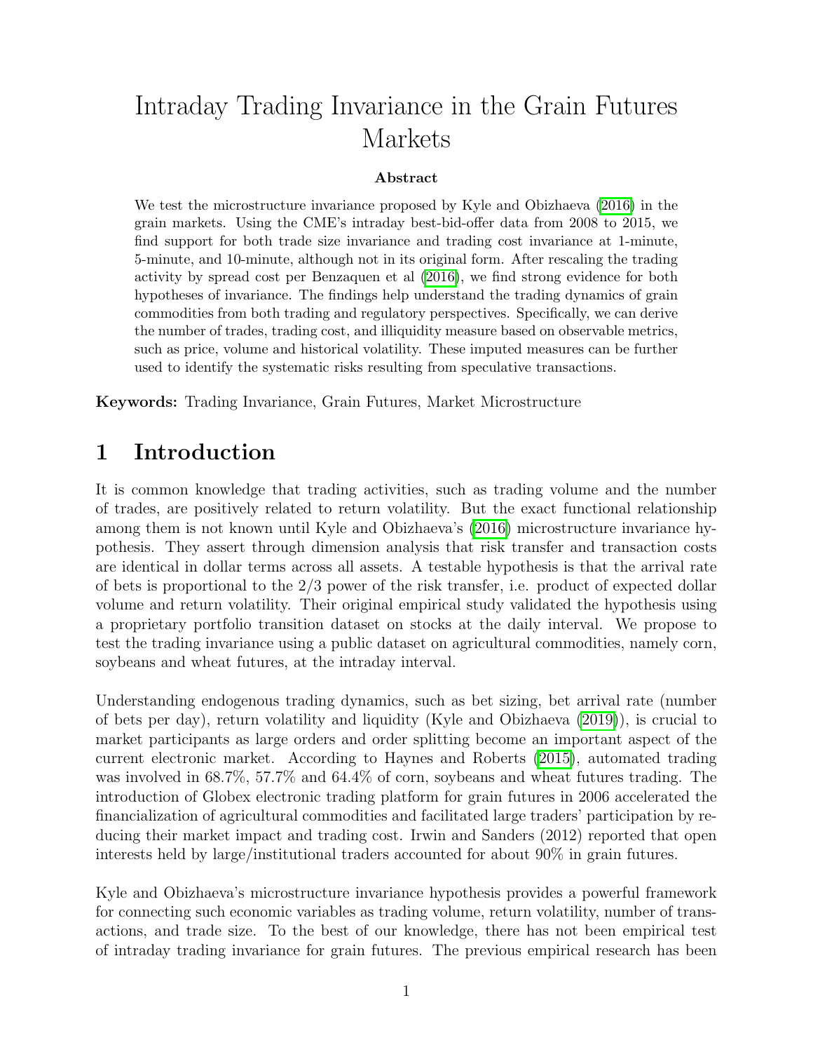# Intraday Trading Invariance in the Grain Futures Markets

**Abstract**

We test the microstructure invariance proposed by Kyle and Obizhaeva (2016) in the grain markets. Using the CME's intraday best-bid-offer data from 2008 to 2015, we find support for both trade size invariance and trading cost invariance at 1-minute, 5-minute, and 10-minute, although not in its original form. After rescaling the trading activity by spread cost per Benzaquen et al (2016), we find strong evidence for both hypotheses of invariance. The findings help understand the trading dynamics of grain commodities from both trading and regulatory perspectives. Specifically, we can derive the number of trades, trading cost, and illiquidity measure based on observable metrics, such as price, volume and historical volatility. These imputed measures can be further used to identify the systematic risks resulting from speculative transactions.

**Keywords:** Trading Invariance, Grain Futures, Market Microstructure

## 1 Introduction

It is common knowledge that trading activities, such as trading volume and the number of trades, are positively related to return volatility. But the exact functional relationship among them is not known until Kyle and Obizhaeva's (2016) microstructure invariance hypothesis. They assert through dimension analysis that risk transfer and transaction costs are identical in dollar terms across all assets. A testable hypothesis is that the arrival rate of bets is proportional to the 2/3 power of the risk transfer, i.e. product of expected dollar volume and return volatility. Their original empirical study validated the hypothesis using a proprietary portfolio transition dataset on stocks at the daily interval. We propose to test the trading invariance using a public dataset on agricultural commodities, namely corn, soybeans and wheat futures, at the intraday interval.

Understanding endogenous trading dynamics, such as bet sizing, bet arrival rate (number of bets per day), return volatility and liquidity (Kyle and Obizhaeva (2019)), is crucial to market participants as large orders and order splitting become an important aspect of the current electronic market. According to Haynes and Roberts (2015), automated trading was involved in 68.7%, 57.7% and 64.4% of corn, soybeans and wheat futures trading. The introduction of Globex electronic trading platform for grain futures in 2006 accelerated the financialization of agricultural commodities and facilitated large traders' participation by reducing their market impact and trading cost. Irwin and Sanders (2012) reported that open interests held by large/institutional traders accounted for about 90% in grain futures.

Kyle and Obizhaeva's microstructure invariance hypothesis provides a powerful framework for connecting such economic variables as trading volume, return volatility, number of transactions, and trade size. To the best of our knowledge, there has not been empirical test of intraday trading invariance for grain futures. The previous empirical research has been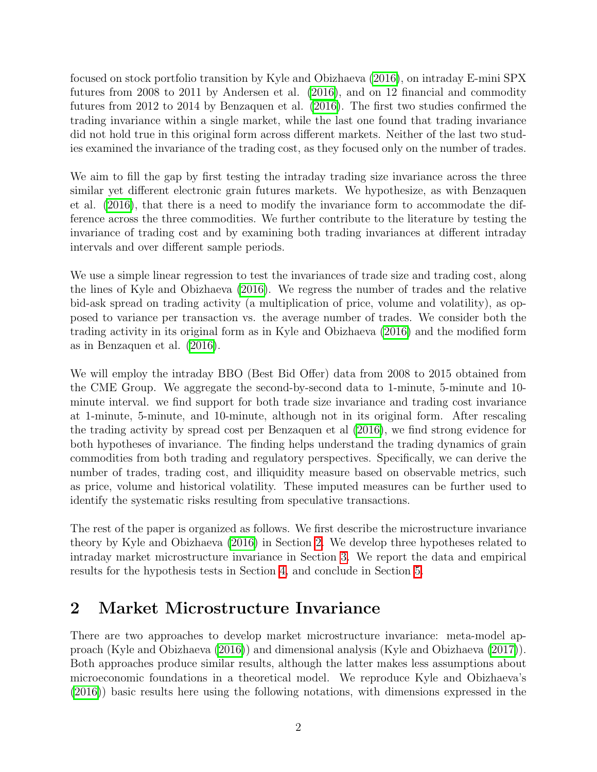focused on stock portfolio transition by Kyle and Obizhaeva (2016), on intraday E-mini SPX futures from 2008 to 2011 by Andersen et al. (2016), and on 12 financial and commodity futures from 2012 to 2014 by Benzaquen et al. (2016). The first two studies confirmed the trading invariance within a single market, while the last one found that trading invariance did not hold true in this original form across different markets. Neither of the last two studies examined the invariance of the trading cost, as they focused only on the number of trades.

We aim to fill the gap by first testing the intraday trading size invariance across the three similar yet different electronic grain futures markets. We hypothesize, as with Benzaquen et al. (2016), that there is a need to modify the invariance form to accommodate the difference across the three commodities. We further contribute to the literature by testing the invariance of trading cost and by examining both trading invariances at different intraday intervals and over different sample periods.

We use a simple linear regression to test the invariances of trade size and trading cost, along the lines of Kyle and Obizhaeva (2016). We regress the number of trades and the relative bid-ask spread on trading activity (a multiplication of price, volume and volatility), as opposed to variance per transaction vs. the average number of trades. We consider both the trading activity in its original form as in Kyle and Obizhaeva (2016) and the modified form as in Benzaquen et al. (2016).

We will employ the intraday BBO (Best Bid Offer) data from 2008 to 2015 obtained from the CME Group. We aggregate the second-by-second data to 1-minute, 5-minute and 10-minute interval. we find support for both trade size invariance and trading cost invariance at 1-minute, 5-minute, and 10-minute, although not in its original form. After rescaling the trading activity by spread cost per Benzaquen et al (2016), we find strong evidence for both hypotheses of invariance. The finding helps understand the trading dynamics of grain commodities from both trading and regulatory perspectives. Specifically, we can derive the number of trades, trading cost, and illiquidity measure based on observable metrics, such as price, volume and historical volatility. These imputed measures can be further used to identify the systematic risks resulting from speculative transactions.

The rest of the paper is organized as follows. We first describe the microstructure invariance theory by Kyle and Obizhaeva (2016) in Section 2. We develop three hypotheses related to intraday market microstructure invariance in Section 3. We report the data and empirical results for the hypothesis tests in Section 4, and conclude in Section 5.

## 2 Market Microstructure Invariance

There are two approaches to develop market microstructure invariance: meta-model approach (Kyle and Obizhaeva (2016)) and dimensional analysis (Kyle and Obizhaeva (2017)). Both approaches produce similar results, although the latter makes less assumptions about microeconomic foundations in a theoretical model. We reproduce Kyle and Obizhaeva's (2016)) basic results here using the following notations, with dimensions expressed in the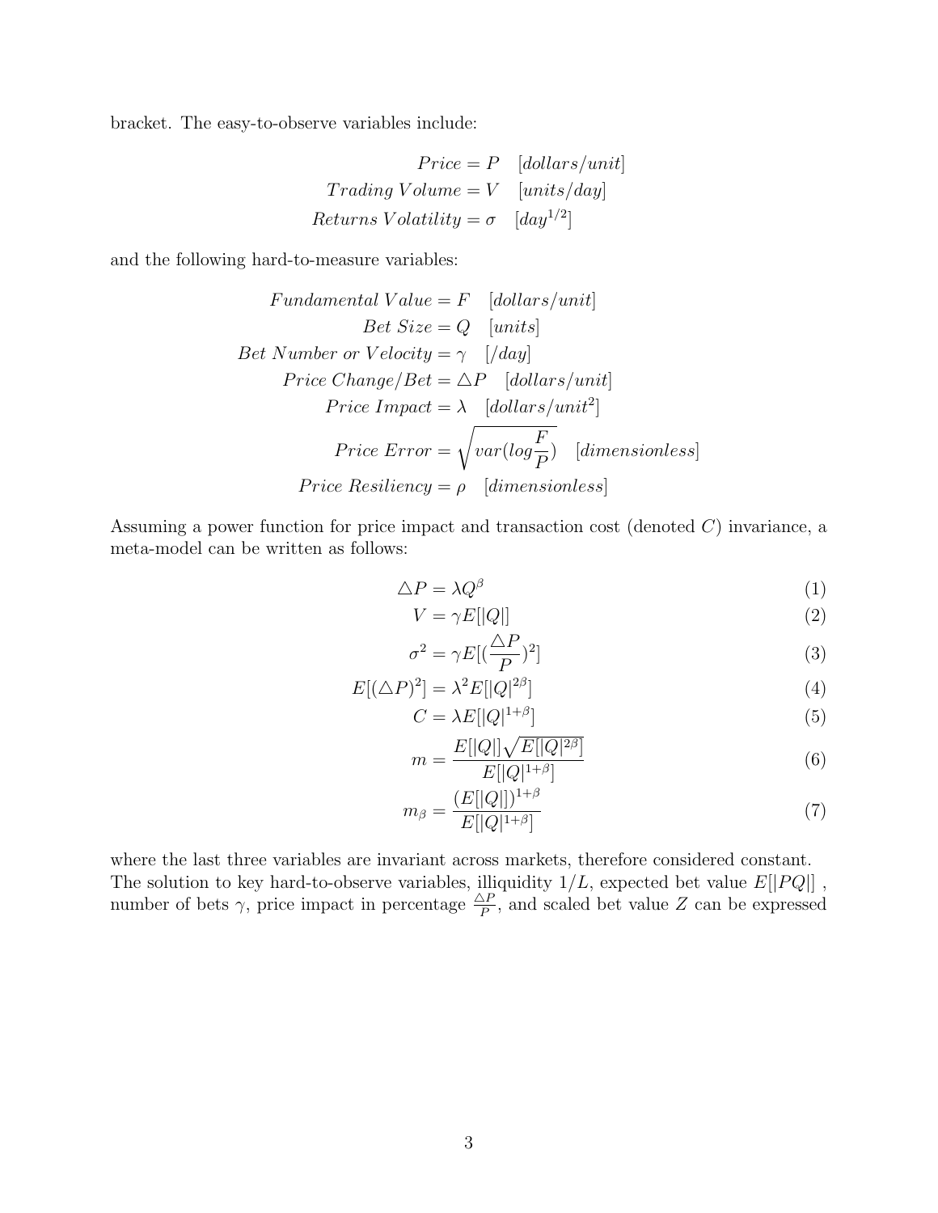bracket. The easy-to-observe variables include:

$$Price = P \quad [dollars/unit]$$
$$Trading\ Volume = V \quad [units/day]$$
$$Returns\ Volatility = \sigma \quad [day^{1/2}]$$

and the following hard-to-measure variables:

$$Fundamental\ Value = F \quad [dollars/unit]$$
$$Bet\ Size = Q \quad [units]$$
$$Bet\ Number\ or\ Velocity = \gamma \quad [/day]$$
$$Price\ Change/Bet = \triangle P \quad [dollars/unit]$$
$$Price\ Impact = \lambda \quad [dollars/unit^2]$$
$$Price\ Error = \sqrt{var(log\frac{F}{P})} \quad [dimensionless]$$
$$Price\ Resiliency = \rho \quad [dimensionless]$$

Assuming a power function for price impact and transaction cost (denoted $C$) invariance, a meta-model can be written as follows:

$$\triangle P = \lambda Q^{\beta} \tag{1}$$

$$V = \gamma E[|Q|] \tag{2}$$

$$\sigma^2 = \gamma E[(\frac{\triangle P}{P})^2] \tag{3}$$

$$E[(\triangle P)^2] = \lambda^2 E[|Q|^{2\beta}] \tag{4}$$

$$C = \lambda E[|Q|^{1+\beta}] \tag{5}$$

$$m = \frac{E[|Q|]\sqrt{E[|Q|^{2\beta}]}}{E[|Q|^{1+\beta}]} \tag{6}$$

$$m_{\beta} = \frac{(E[|Q|])^{1+\beta}}{E[|Q|^{1+\beta}]} \tag{7}$$

where the last three variables are invariant across markets, therefore considered constant. The solution to key hard-to-observe variables, illiquidity $1/L$, expected bet value $E[|PQ|]$, number of bets $\gamma$, price impact in percentage $\frac{\triangle P}{P}$, and scaled bet value $Z$ can be expressed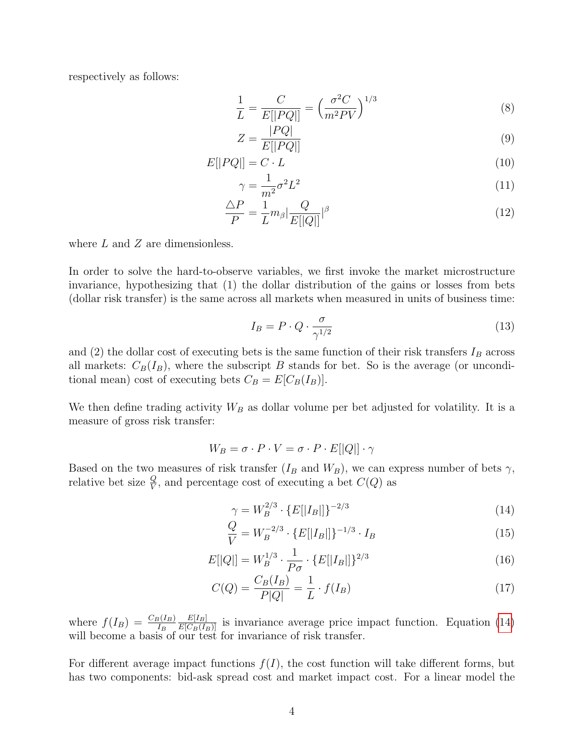respectively as follows:

$$\frac{1}{L} = \frac{C}{E[|PQ|]} = \Big(\frac{\sigma^2 C}{m^2 PV}\Big)^{1/3} \tag{8}$$

$$Z = \frac{|PQ|}{E[|PQ|]} \tag{9}$$

$$E[|PQ|] = C \cdot L \tag{10}$$

$$\gamma = \frac{1}{m^2}\sigma^2 L^2 \tag{11}$$

$$\frac{\triangle P}{P} = \frac{1}{L} m_\beta \Big|\frac{Q}{E[|Q|]}\Big|^\beta \tag{12}$$

where $L$ and $Z$ are dimensionless.

In order to solve the hard-to-observe variables, we first invoke the market microstructure invariance, hypothesizing that (1) the dollar distribution of the gains or losses from bets (dollar risk transfer) is the same across all markets when measured in units of business time:

$$I_B = P \cdot Q \cdot \frac{\sigma}{\gamma^{1/2}} \tag{13}$$

and (2) the dollar cost of executing bets is the same function of their risk transfers $I_B$ across all markets: $C_B(I_B)$, where the subscript $B$ stands for bet. So is the average (or unconditional mean) cost of executing bets $C_B = E[C_B(I_B)]$.

We then define trading activity $W_B$ as dollar volume per bet adjusted for volatility. It is a measure of gross risk transfer:

$$W_B = \sigma \cdot P \cdot V = \sigma \cdot P \cdot E[|Q|] \cdot \gamma$$

Based on the two measures of risk transfer ($I_B$ and $W_B$), we can express number of bets $\gamma$, relative bet size $\frac{Q}{V}$, and percentage cost of executing a bet $C(Q)$ as

$$\gamma = W_B^{2/3} \cdot \{E[|I_B|]\}^{-2/3} \tag{14}$$

$$\frac{Q}{V} = W_B^{-2/3} \cdot \{E[|I_B|]\}^{-1/3} \cdot I_B \tag{15}$$

$$E[|Q|] = W_B^{1/3} \cdot \frac{1}{P\sigma} \cdot \{E[|I_B|]\}^{2/3} \tag{16}$$

$$C(Q) = \frac{C_B(I_B)}{P|Q|} = \frac{1}{L} \cdot f(I_B) \tag{17}$$

where $f(I_B) = \frac{C_B(I_B)}{I_B}\frac{E[I_B]}{E[C_B(I_B)]}$ is invariance average price impact function. Equation (14) will become a basis of our test for invariance of risk transfer.

For different average impact functions $f(I)$, the cost function will take different forms, but has two components: bid-ask spread cost and market impact cost. For a linear model the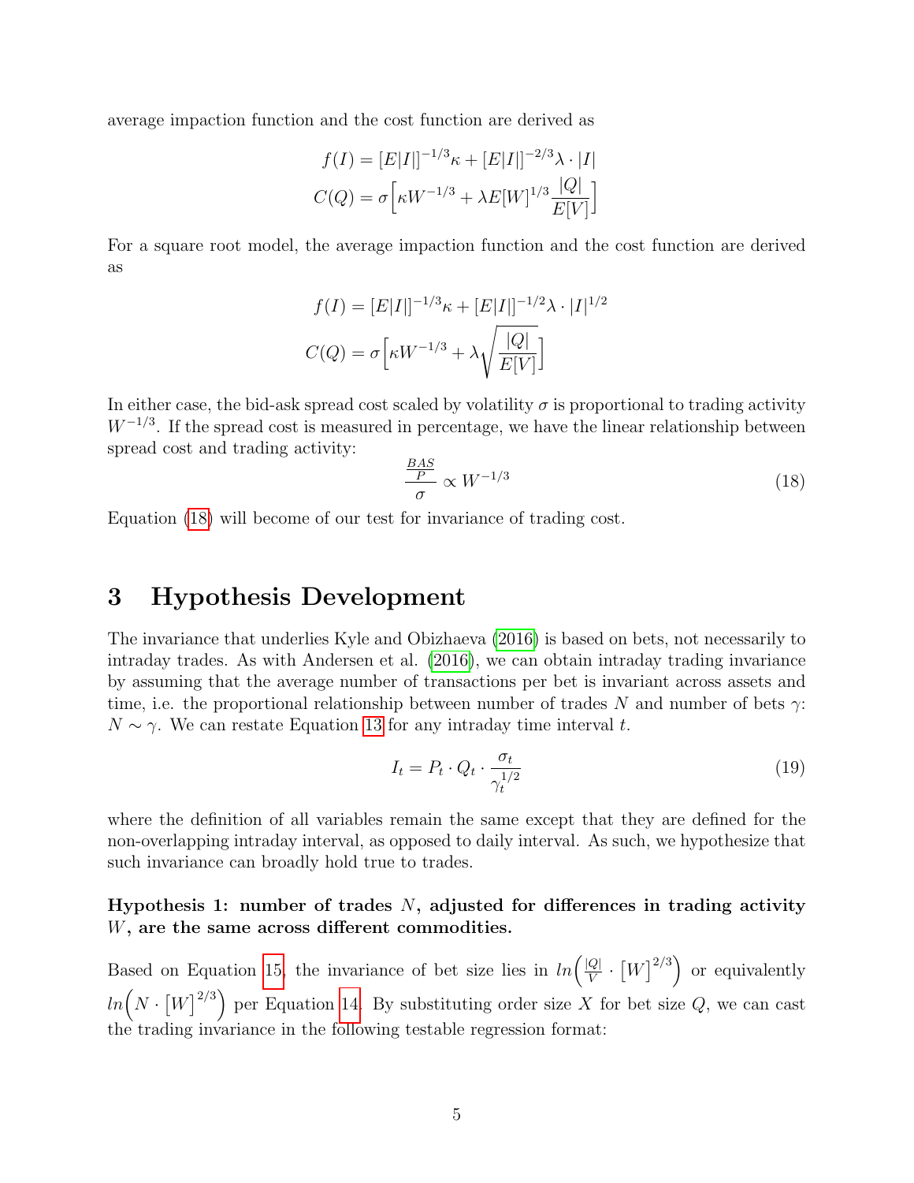average impaction function and the cost function are derived as

$$f(I) = [E|I|]^{-1/3}\kappa + [E|I|]^{-2/3}\lambda \cdot |I|$$

$$C(Q) = \sigma\Big[\kappa W^{-1/3} + \lambda E[W]^{1/3}\frac{|Q|}{E[V]}\Big]$$

For a square root model, the average impaction function and the cost function are derived as

$$f(I) = [E|I|]^{-1/3}\kappa + [E|I|]^{-1/2}\lambda \cdot |I|^{1/2}$$

$$C(Q) = \sigma\Big[\kappa W^{-1/3} + \lambda\sqrt{\frac{|Q|}{E[V]}}\Big]$$

In either case, the bid-ask spread cost scaled by volatility $\sigma$ is proportional to trading activity $W^{-1/3}$. If the spread cost is measured in percentage, we have the linear relationship between spread cost and trading activity:

$$\frac{\frac{BAS}{P}}{\sigma} \propto W^{-1/3} \tag{18}$$

Equation (18) will become of our test for invariance of trading cost.

# 3 Hypothesis Development

The invariance that underlies Kyle and Obizhaeva (2016) is based on bets, not necessarily to intraday trades. As with Andersen et al. (2016), we can obtain intraday trading invariance by assuming that the average number of transactions per bet is invariant across assets and time, i.e. the proportional relationship between number of trades $N$ and number of bets $\gamma$: $N \sim \gamma$. We can restate Equation 13 for any intraday time interval $t$.

$$I_t = P_t \cdot Q_t \cdot \frac{\sigma_t}{\gamma_t^{1/2}} \tag{19}$$

where the definition of all variables remain the same except that they are defined for the non-overlapping intraday interval, as opposed to daily interval. As such, we hypothesize that such invariance can broadly hold true to trades.

**Hypothesis 1: number of trades $N$, adjusted for differences in trading activity $W$, are the same across different commodities.**

Based on Equation 15, the invariance of bet size lies in $ln\Big(\frac{|Q|}{V} \cdot \big[W\big]^{2/3}\Big)$ or equivalently $ln\Big(N \cdot \big[W\big]^{2/3}\Big)$ per Equation 14. By substituting order size $X$ for bet size $Q$, we can cast the trading invariance in the following testable regression format: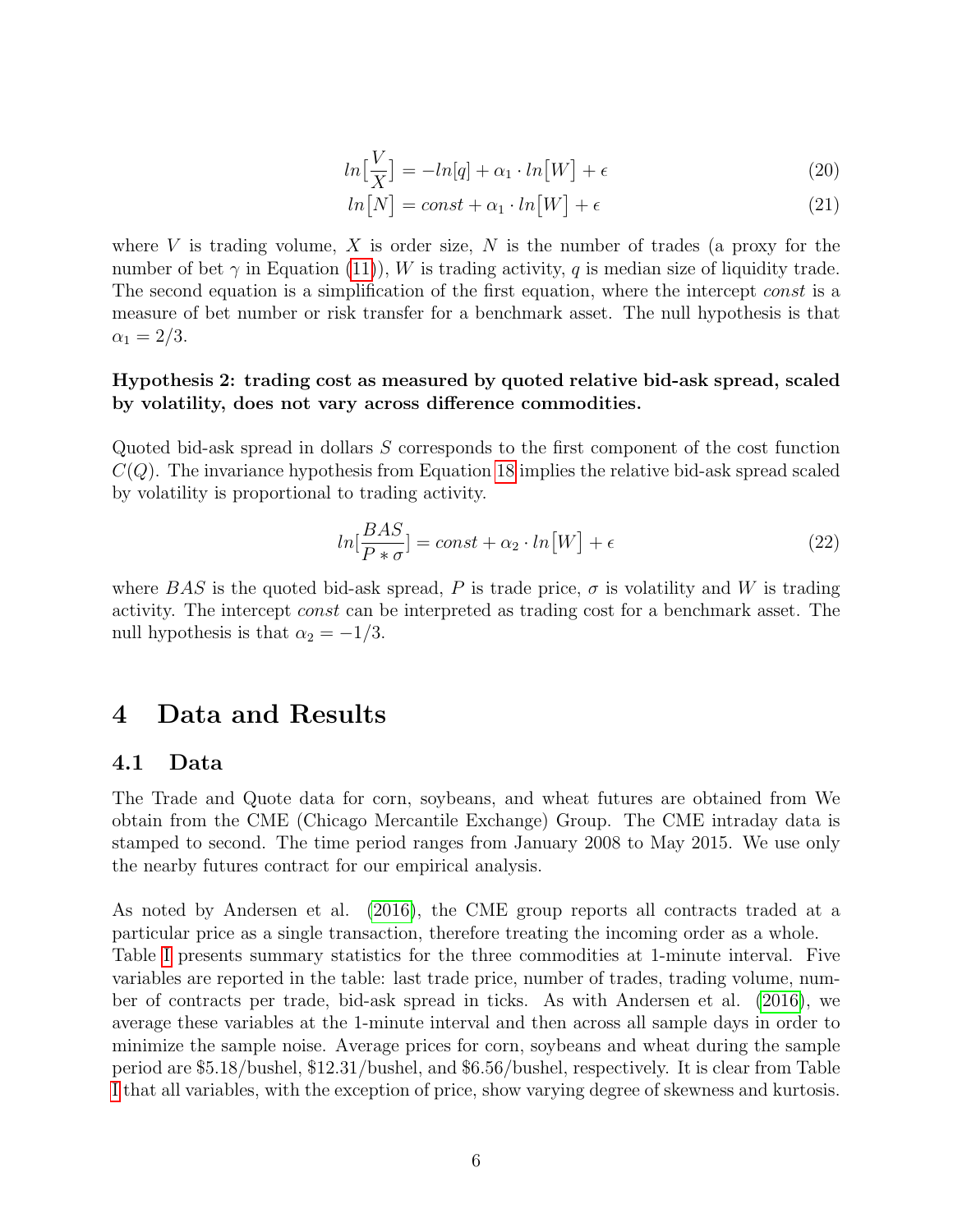$$ln[\frac{V}{X}] = -ln[q] + \alpha_1 \cdot ln\big[W\big] + \epsilon \tag{20}$$

$$ln\big[N\big] = const + \alpha_1 \cdot ln\big[W\big] + \epsilon \tag{21}$$

where $V$ is trading volume, $X$ is order size, $N$ is the number of trades (a proxy for the number of bet $\gamma$ in Equation (11)), $W$ is trading activity, $q$ is median size of liquidity trade. The second equation is a simplification of the first equation, where the intercept *const* is a measure of bet number or risk transfer for a benchmark asset. The null hypothesis is that $\alpha_1 = 2/3$.

**Hypothesis 2: trading cost as measured by quoted relative bid-ask spread, scaled by volatility, does not vary across difference commodities.**

Quoted bid-ask spread in dollars $S$ corresponds to the first component of the cost function $C(Q)$. The invariance hypothesis from Equation 18 implies the relative bid-ask spread scaled by volatility is proportional to trading activity.

$$ln[\frac{BAS}{P * \sigma}] = const + \alpha_2 \cdot ln\big[W\big] + \epsilon \tag{22}$$

where $BAS$ is the quoted bid-ask spread, $P$ is trade price, $\sigma$ is volatility and $W$ is trading activity. The intercept *const* can be interpreted as trading cost for a benchmark asset. The null hypothesis is that $\alpha_2 = -1/3$.

# 4 Data and Results

## 4.1 Data

The Trade and Quote data for corn, soybeans, and wheat futures are obtained from We obtain from the CME (Chicago Mercantile Exchange) Group. The CME intraday data is stamped to second. The time period ranges from January 2008 to May 2015. We use only the nearby futures contract for our empirical analysis.

As noted by Andersen et al. (2016), the CME group reports all contracts traded at a particular price as a single transaction, therefore treating the incoming order as a whole. Table I presents summary statistics for the three commodities at 1-minute interval. Five variables are reported in the table: last trade price, number of trades, trading volume, number of contracts per trade, bid-ask spread in ticks. As with Andersen et al. (2016), we average these variables at the 1-minute interval and then across all sample days in order to minimize the sample noise. Average prices for corn, soybeans and wheat during the sample period are \$5.18/bushel, \$12.31/bushel, and \$6.56/bushel, respectively. It is clear from Table I that all variables, with the exception of price, show varying degree of skewness and kurtosis.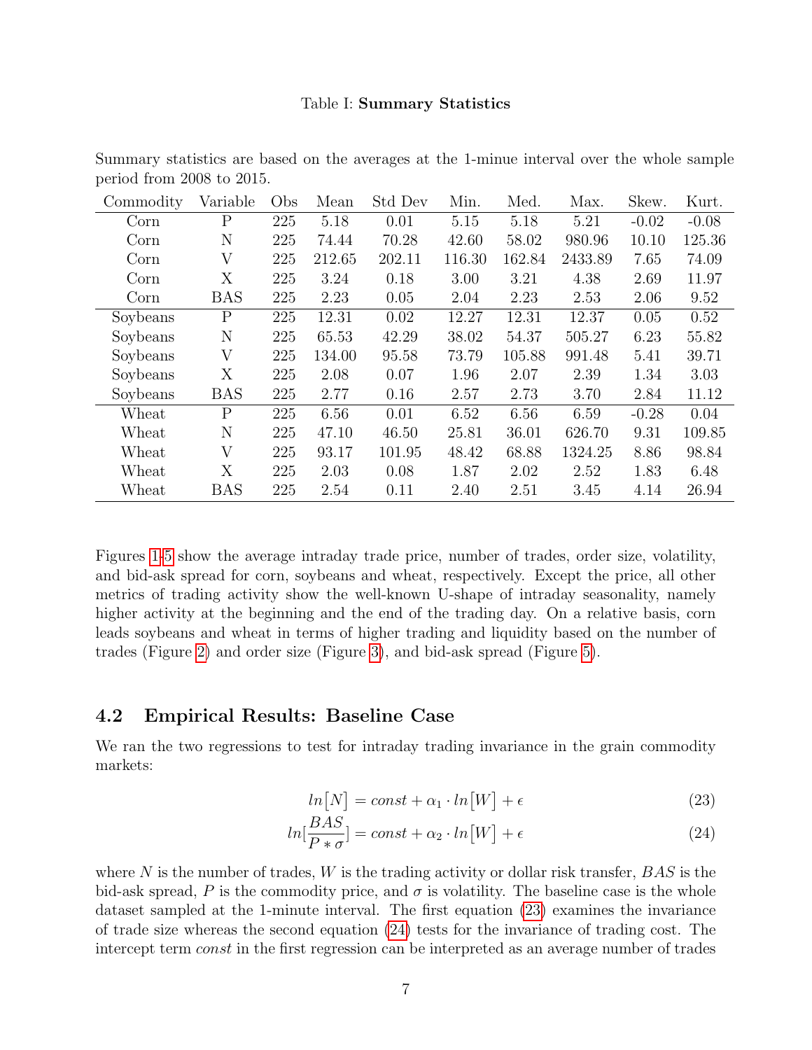Table I: **Summary Statistics**

Summary statistics are based on the averages at the 1-minue interval over the whole sample period from 2008 to 2015.

| Commodity | Variable | Obs | Mean | Std Dev | Min. | Med. | Max. | Skew. | Kurt. |
|---|---|---|---|---|---|---|---|---|---|
| Corn | P | 225 | 5.18 | 0.01 | 5.15 | 5.18 | 5.21 | -0.02 | -0.08 |
| Corn | N | 225 | 74.44 | 70.28 | 42.60 | 58.02 | 980.96 | 10.10 | 125.36 |
| Corn | V | 225 | 212.65 | 202.11 | 116.30 | 162.84 | 2433.89 | 7.65 | 74.09 |
| Corn | X | 225 | 3.24 | 0.18 | 3.00 | 3.21 | 4.38 | 2.69 | 11.97 |
| Corn | BAS | 225 | 2.23 | 0.05 | 2.04 | 2.23 | 2.53 | 2.06 | 9.52 |
| Soybeans | P | 225 | 12.31 | 0.02 | 12.27 | 12.31 | 12.37 | 0.05 | 0.52 |
| Soybeans | N | 225 | 65.53 | 42.29 | 38.02 | 54.37 | 505.27 | 6.23 | 55.82 |
| Soybeans | V | 225 | 134.00 | 95.58 | 73.79 | 105.88 | 991.48 | 5.41 | 39.71 |
| Soybeans | X | 225 | 2.08 | 0.07 | 1.96 | 2.07 | 2.39 | 1.34 | 3.03 |
| Soybeans | BAS | 225 | 2.77 | 0.16 | 2.57 | 2.73 | 3.70 | 2.84 | 11.12 |
| Wheat | P | 225 | 6.56 | 0.01 | 6.52 | 6.56 | 6.59 | -0.28 | 0.04 |
| Wheat | N | 225 | 47.10 | 46.50 | 25.81 | 36.01 | 626.70 | 9.31 | 109.85 |
| Wheat | V | 225 | 93.17 | 101.95 | 48.42 | 68.88 | 1324.25 | 8.86 | 98.84 |
| Wheat | X | 225 | 2.03 | 0.08 | 1.87 | 2.02 | 2.52 | 1.83 | 6.48 |
| Wheat | BAS | 225 | 2.54 | 0.11 | 2.40 | 2.51 | 3.45 | 4.14 | 26.94 |

Figures 1-5 show the average intraday trade price, number of trades, order size, volatility, and bid-ask spread for corn, soybeans and wheat, respectively. Except the price, all other metrics of trading activity show the well-known U-shape of intraday seasonality, namely higher activity at the beginning and the end of the trading day. On a relative basis, corn leads soybeans and wheat in terms of higher trading and liquidity based on the number of trades (Figure 2) and order size (Figure 3), and bid-ask spread (Figure 5).

## 4.2 Empirical Results: Baseline Case

We ran the two regressions to test for intraday trading invariance in the grain commodity markets:

$$ln[N] = const + \alpha_1 \cdot ln[W] + \epsilon \tag{23}$$

$$ln[\frac{BAS}{P * \sigma}] = const + \alpha_2 \cdot ln[W] + \epsilon \tag{24}$$

where $N$ is the number of trades, $W$ is the trading activity or dollar risk transfer, $BAS$ is the bid-ask spread, $P$ is the commodity price, and $\sigma$ is volatility. The baseline case is the whole dataset sampled at the 1-minute interval. The first equation (23) examines the invariance of trade size whereas the second equation (24) tests for the invariance of trading cost. The intercept term *const* in the first regression can be interpreted as an average number of trades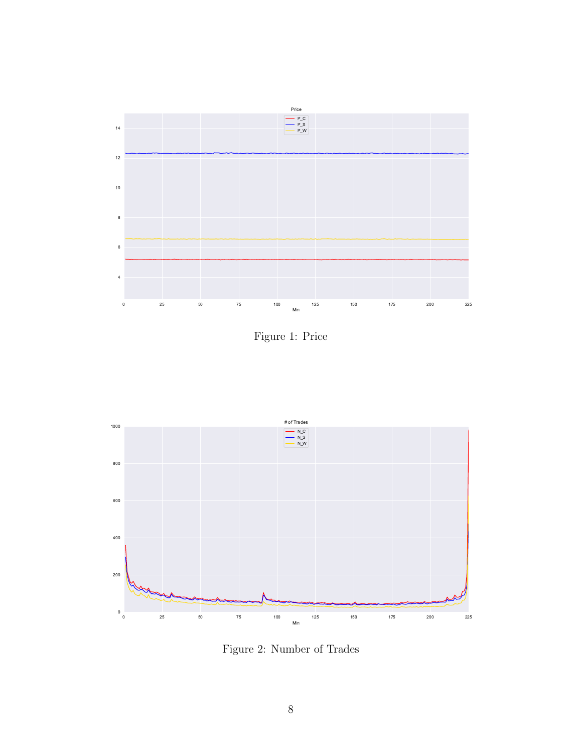Figure 1: Price

Figure 2: Number of Trades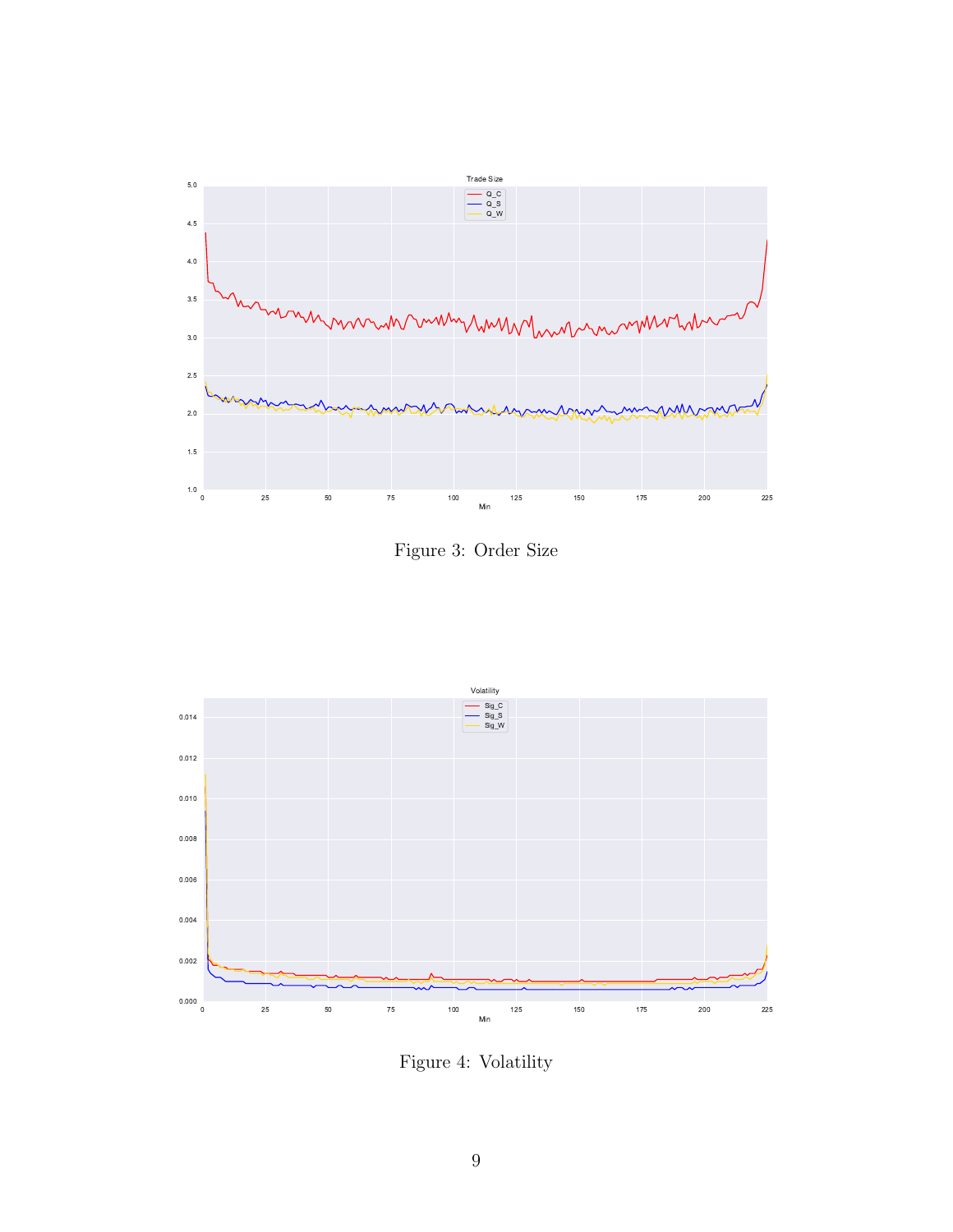Figure 3: Order Size

Figure 4: Volatility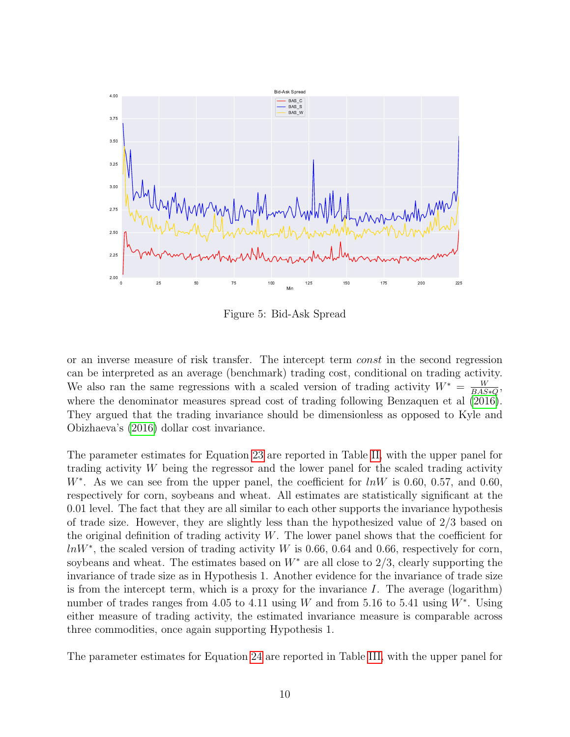Figure 5: Bid-Ask Spread

or an inverse measure of risk transfer. The intercept term *const* in the second regression can be interpreted as an average (benchmark) trading cost, conditional on trading activity. We also ran the same regressions with a scaled version of trading activity $W^* = \frac{W}{BAS*Q}$, where the denominator measures spread cost of trading following Benzaquen et al (2016). They argued that the trading invariance should be dimensionless as opposed to Kyle and Obizhaeva's (2016) dollar cost invariance.

The parameter estimates for Equation 23 are reported in Table II, with the upper panel for trading activity $W$ being the regressor and the lower panel for the scaled trading activity $W^*$. As we can see from the upper panel, the coefficient for $lnW$ is 0.60, 0.57, and 0.60, respectively for corn, soybeans and wheat. All estimates are statistically significant at the 0.01 level. The fact that they are all similar to each other supports the invariance hypothesis of trade size. However, they are slightly less than the hypothesized value of 2/3 based on the original definition of trading activity $W$. The lower panel shows that the coefficient for $lnW^*$, the scaled version of trading activity $W$ is 0.66, 0.64 and 0.66, respectively for corn, soybeans and wheat. The estimates based on $W^*$ are all close to 2/3, clearly supporting the invariance of trade size as in Hypothesis 1. Another evidence for the invariance of trade size is from the intercept term, which is a proxy for the invariance $I$. The average (logarithm) number of trades ranges from 4.05 to 4.11 using $W$ and from 5.16 to 5.41 using $W^*$. Using either measure of trading activity, the estimated invariance measure is comparable across three commodities, once again supporting Hypothesis 1.

The parameter estimates for Equation 24 are reported in Table III, with the upper panel for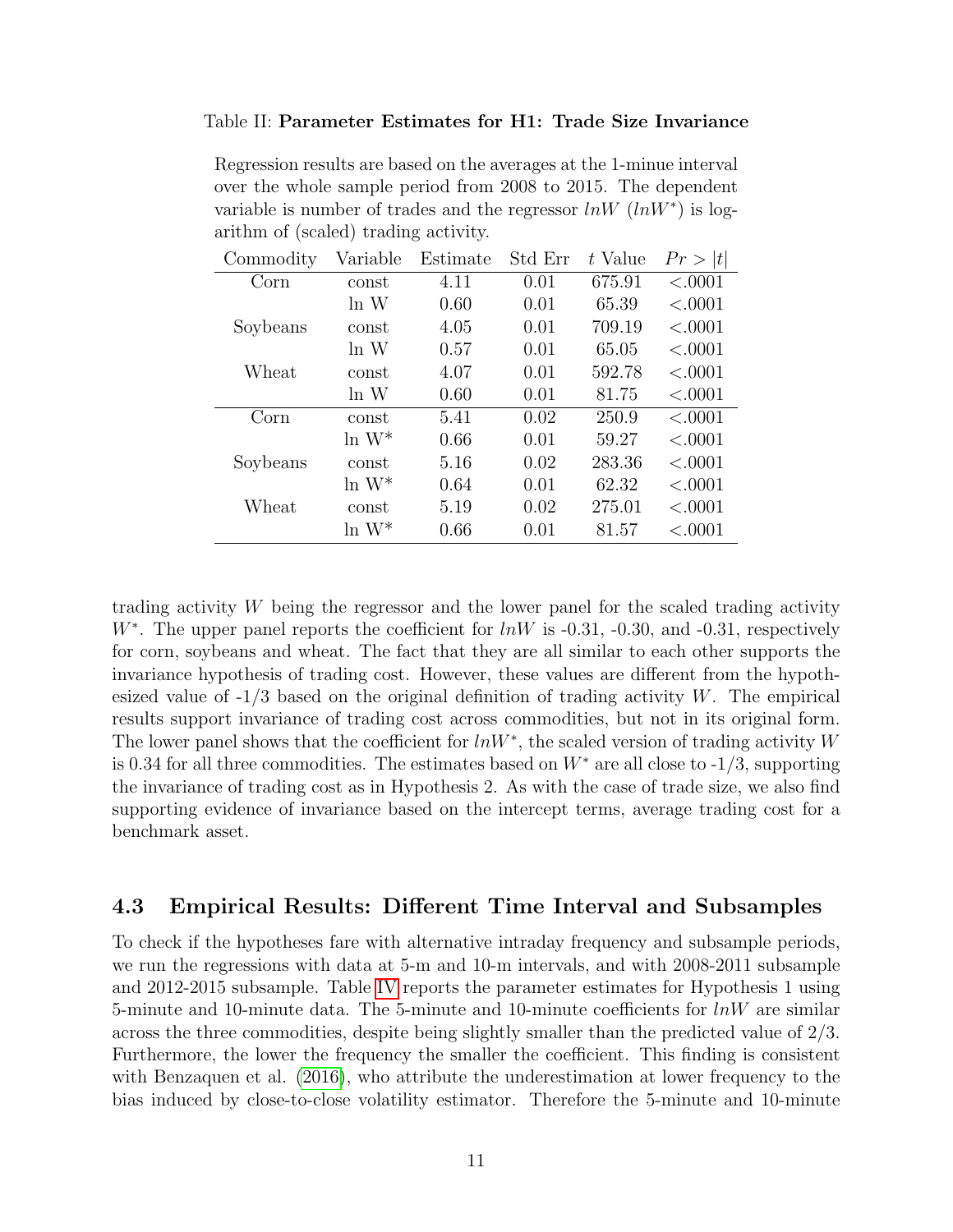Table II: **Parameter Estimates for H1: Trade Size Invariance**

Regression results are based on the averages at the 1-minue interval over the whole sample period from 2008 to 2015. The dependent variable is number of trades and the regressor $lnW$ ($lnW^*$) is logarithm of (scaled) trading activity.

| Commodity | Variable | Estimate | Std Err | $t$ Value | $Pr > \|t\|$ |
|---|---|---|---|---|---|
| Corn | const | 4.11 | 0.01 | 675.91 | <.0001 |
| | ln W | 0.60 | 0.01 | 65.39 | <.0001 |
| Soybeans | const | 4.05 | 0.01 | 709.19 | <.0001 |
| | ln W | 0.57 | 0.01 | 65.05 | <.0001 |
| Wheat | const | 4.07 | 0.01 | 592.78 | <.0001 |
| | ln W | 0.60 | 0.01 | 81.75 | <.0001 |
| Corn | const | 5.41 | 0.02 | 250.9 | <.0001 |
| | ln W* | 0.66 | 0.01 | 59.27 | <.0001 |
| Soybeans | const | 5.16 | 0.02 | 283.36 | <.0001 |
| | ln W* | 0.64 | 0.01 | 62.32 | <.0001 |
| Wheat | const | 5.19 | 0.02 | 275.01 | <.0001 |
| | ln W* | 0.66 | 0.01 | 81.57 | <.0001 |

trading activity $W$ being the regressor and the lower panel for the scaled trading activity $W^*$. The upper panel reports the coefficient for $lnW$ is -0.31, -0.30, and -0.31, respectively for corn, soybeans and wheat. The fact that they are all similar to each other supports the invariance hypothesis of trading cost. However, these values are different from the hypothesized value of -1/3 based on the original definition of trading activity $W$. The empirical results support invariance of trading cost across commodities, but not in its original form. The lower panel shows that the coefficient for $lnW^*$, the scaled version of trading activity $W$ is 0.34 for all three commodities. The estimates based on $W^*$ are all close to -1/3, supporting the invariance of trading cost as in Hypothesis 2. As with the case of trade size, we also find supporting evidence of invariance based on the intercept terms, average trading cost for a benchmark asset.

### 4.3 Empirical Results: Different Time Interval and Subsamples

To check if the hypotheses fare with alternative intraday frequency and subsample periods, we run the regressions with data at 5-m and 10-m intervals, and with 2008-2011 subsample and 2012-2015 subsample. Table IV reports the parameter estimates for Hypothesis 1 using 5-minute and 10-minute data. The 5-minute and 10-minute coefficients for $lnW$ are similar across the three commodities, despite being slightly smaller than the predicted value of 2/3. Furthermore, the lower the frequency the smaller the coefficient. This finding is consistent with Benzaquen et al. (2016), who attribute the underestimation at lower frequency to the bias induced by close-to-close volatility estimator. Therefore the 5-minute and 10-minute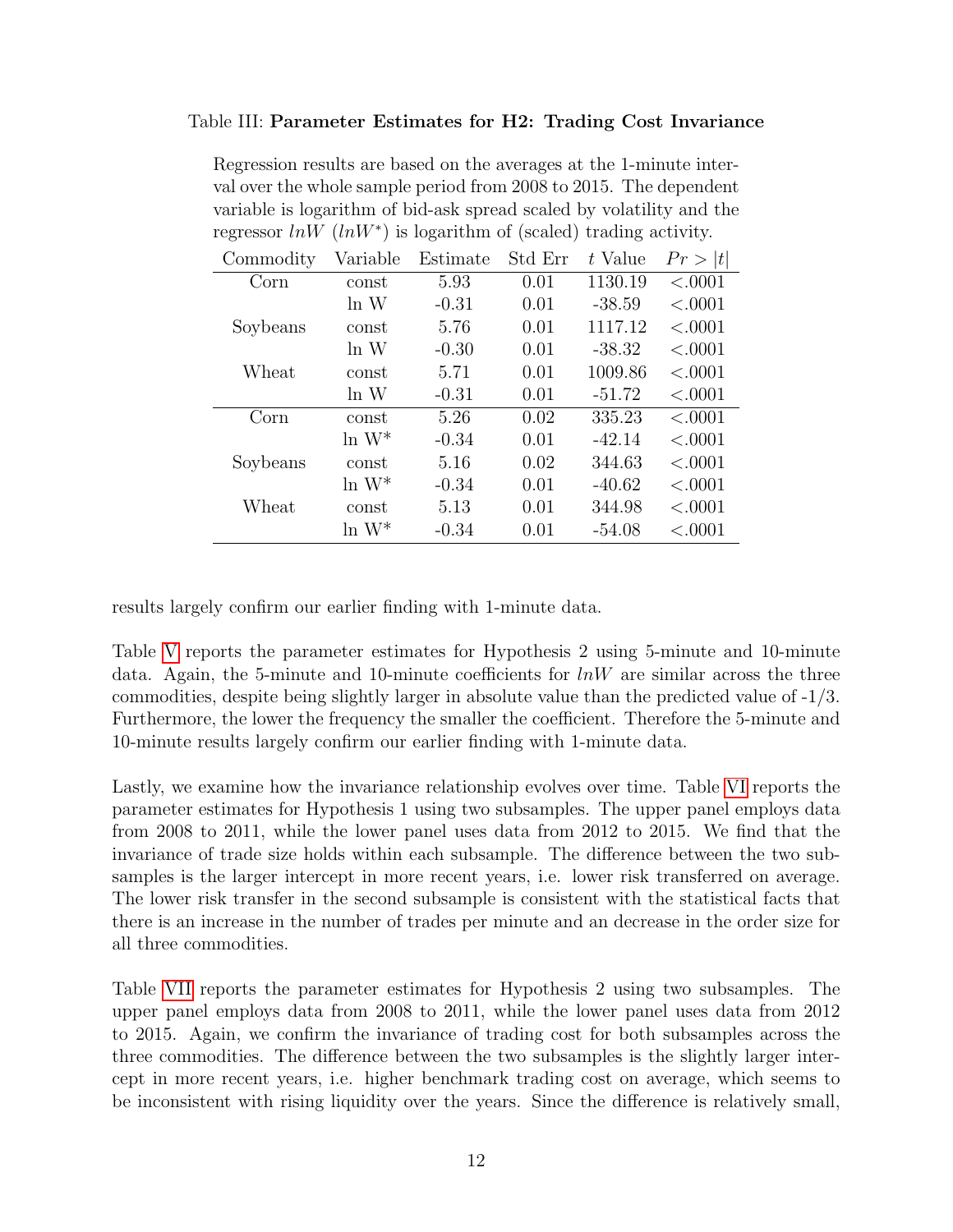Table III: **Parameter Estimates for H2: Trading Cost Invariance**

Regression results are based on the averages at the 1-minute interval over the whole sample period from 2008 to 2015. The dependent variable is logarithm of bid-ask spread scaled by volatility and the regressor $lnW$ ($lnW^*$) is logarithm of (scaled) trading activity.

| Commodity | Variable | Estimate | Std Err | $t$ Value | $Pr > \|t\|$ |
|---|---|---|---|---|---|
| Corn | const | 5.93 | 0.01 | 1130.19 | <.0001 |
| | ln W | -0.31 | 0.01 | -38.59 | <.0001 |
| Soybeans | const | 5.76 | 0.01 | 1117.12 | <.0001 |
| | ln W | -0.30 | 0.01 | -38.32 | <.0001 |
| Wheat | const | 5.71 | 0.01 | 1009.86 | <.0001 |
| | ln W | -0.31 | 0.01 | -51.72 | <.0001 |
| Corn | const | 5.26 | 0.02 | 335.23 | <.0001 |
| | ln W* | -0.34 | 0.01 | -42.14 | <.0001 |
| Soybeans | const | 5.16 | 0.02 | 344.63 | <.0001 |
| | ln W* | -0.34 | 0.01 | -40.62 | <.0001 |
| Wheat | const | 5.13 | 0.01 | 344.98 | <.0001 |
| | ln W* | -0.34 | 0.01 | -54.08 | <.0001 |

results largely confirm our earlier finding with 1-minute data.

Table V reports the parameter estimates for Hypothesis 2 using 5-minute and 10-minute data. Again, the 5-minute and 10-minute coefficients for $lnW$ are similar across the three commodities, despite being slightly larger in absolute value than the predicted value of -1/3. Furthermore, the lower the frequency the smaller the coefficient. Therefore the 5-minute and 10-minute results largely confirm our earlier finding with 1-minute data.

Lastly, we examine how the invariance relationship evolves over time. Table VI reports the parameter estimates for Hypothesis 1 using two subsamples. The upper panel employs data from 2008 to 2011, while the lower panel uses data from 2012 to 2015. We find that the invariance of trade size holds within each subsample. The difference between the two subsamples is the larger intercept in more recent years, i.e. lower risk transferred on average. The lower risk transfer in the second subsample is consistent with the statistical facts that there is an increase in the number of trades per minute and an decrease in the order size for all three commodities.

Table VII reports the parameter estimates for Hypothesis 2 using two subsamples. The upper panel employs data from 2008 to 2011, while the lower panel uses data from 2012 to 2015. Again, we confirm the invariance of trading cost for both subsamples across the three commodities. The difference between the two subsamples is the slightly larger intercept in more recent years, i.e. higher benchmark trading cost on average, which seems to be inconsistent with rising liquidity over the years. Since the difference is relatively small,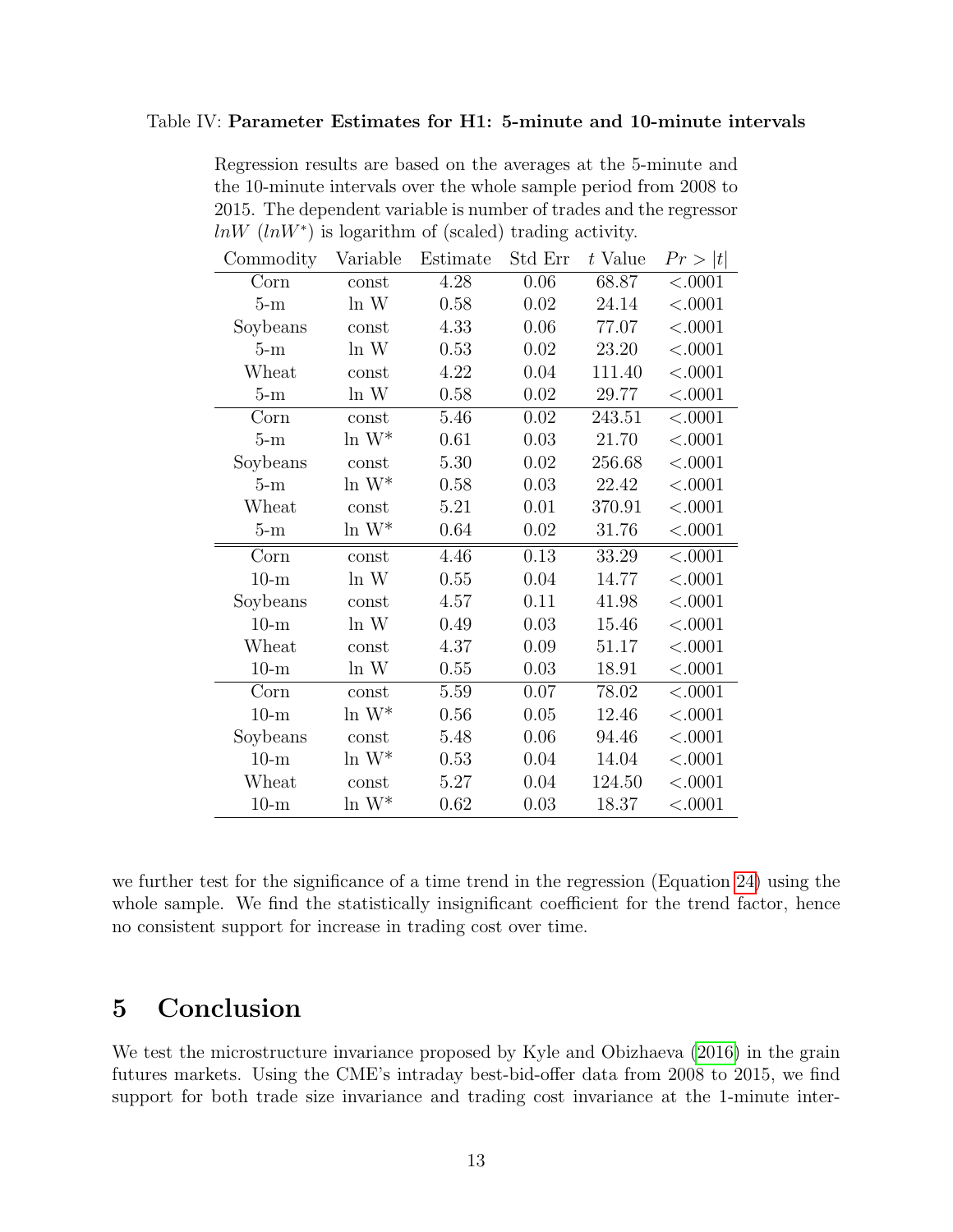Table IV: **Parameter Estimates for H1: 5-minute and 10-minute intervals**

Regression results are based on the averages at the 5-minute and the 10-minute intervals over the whole sample period from 2008 to 2015. The dependent variable is number of trades and the regressor $lnW$ ($lnW^*$) is logarithm of (scaled) trading activity.

| Commodity | Variable | Estimate | Std Err | $t$ Value | $Pr > \|t\|$ |
|---|---|---|---|---|---|
| Corn | const | 4.28 | 0.06 | 68.87 | <.0001 |
| 5-m | ln W | 0.58 | 0.02 | 24.14 | <.0001 |
| Soybeans | const | 4.33 | 0.06 | 77.07 | <.0001 |
| 5-m | ln W | 0.53 | 0.02 | 23.20 | <.0001 |
| Wheat | const | 4.22 | 0.04 | 111.40 | <.0001 |
| 5-m | ln W | 0.58 | 0.02 | 29.77 | <.0001 |
| Corn | const | 5.46 | 0.02 | 243.51 | <.0001 |
| 5-m | ln W* | 0.61 | 0.03 | 21.70 | <.0001 |
| Soybeans | const | 5.30 | 0.02 | 256.68 | <.0001 |
| 5-m | ln W* | 0.58 | 0.03 | 22.42 | <.0001 |
| Wheat | const | 5.21 | 0.01 | 370.91 | <.0001 |
| 5-m | ln W* | 0.64 | 0.02 | 31.76 | <.0001 |
| Corn | const | 4.46 | 0.13 | 33.29 | <.0001 |
| 10-m | ln W | 0.55 | 0.04 | 14.77 | <.0001 |
| Soybeans | const | 4.57 | 0.11 | 41.98 | <.0001 |
| 10-m | ln W | 0.49 | 0.03 | 15.46 | <.0001 |
| Wheat | const | 4.37 | 0.09 | 51.17 | <.0001 |
| 10-m | ln W | 0.55 | 0.03 | 18.91 | <.0001 |
| Corn | const | 5.59 | 0.07 | 78.02 | <.0001 |
| 10-m | ln W* | 0.56 | 0.05 | 12.46 | <.0001 |
| Soybeans | const | 5.48 | 0.06 | 94.46 | <.0001 |
| 10-m | ln W* | 0.53 | 0.04 | 14.04 | <.0001 |
| Wheat | const | 5.27 | 0.04 | 124.50 | <.0001 |
| 10-m | ln W* | 0.62 | 0.03 | 18.37 | <.0001 |

we further test for the significance of a time trend in the regression (Equation 24) using the whole sample. We find the statistically insignificant coefficient for the trend factor, hence no consistent support for increase in trading cost over time.

# 5 Conclusion

We test the microstructure invariance proposed by Kyle and Obizhaeva (2016) in the grain futures markets. Using the CME's intraday best-bid-offer data from 2008 to 2015, we find support for both trade size invariance and trading cost invariance at the 1-minute inter-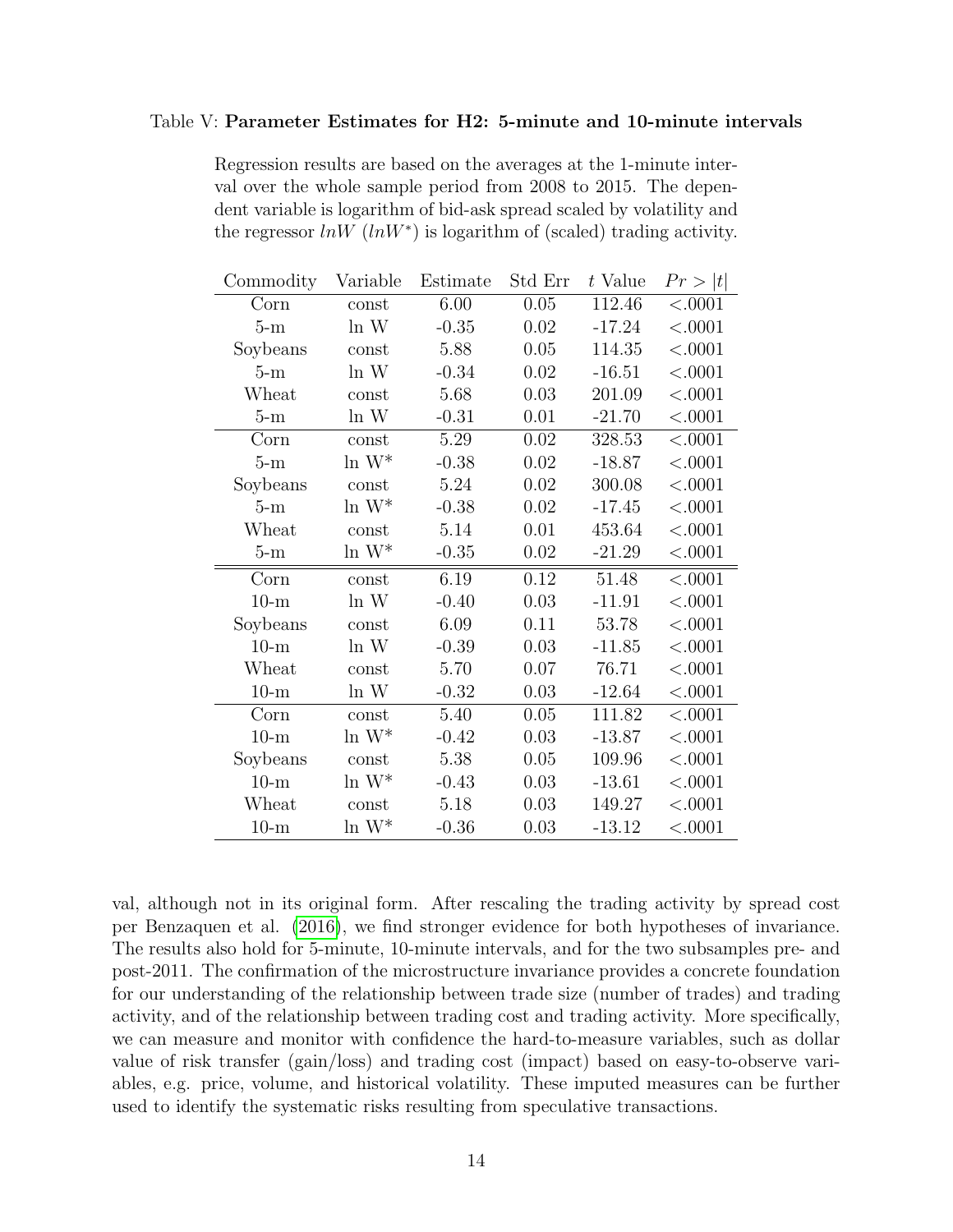Table V: **Parameter Estimates for H2: 5-minute and 10-minute intervals**

Regression results are based on the averages at the 1-minute interval over the whole sample period from 2008 to 2015. The dependent variable is logarithm of bid-ask spread scaled by volatility and the regressor $lnW$ ($lnW^*$) is logarithm of (scaled) trading activity.

| Commodity | Variable | Estimate | Std Err | $t$ Value | $Pr > \|t\|$ |
|---|---|---|---|---|---|
| Corn | const | 6.00 | 0.05 | 112.46 | <.0001 |
| 5-m | ln W | -0.35 | 0.02 | -17.24 | <.0001 |
| Soybeans | const | 5.88 | 0.05 | 114.35 | <.0001 |
| 5-m | ln W | -0.34 | 0.02 | -16.51 | <.0001 |
| Wheat | const | 5.68 | 0.03 | 201.09 | <.0001 |
| 5-m | ln W | -0.31 | 0.01 | -21.70 | <.0001 |
| Corn | const | 5.29 | 0.02 | 328.53 | <.0001 |
| 5-m | ln W* | -0.38 | 0.02 | -18.87 | <.0001 |
| Soybeans | const | 5.24 | 0.02 | 300.08 | <.0001 |
| 5-m | ln W* | -0.38 | 0.02 | -17.45 | <.0001 |
| Wheat | const | 5.14 | 0.01 | 453.64 | <.0001 |
| 5-m | ln W* | -0.35 | 0.02 | -21.29 | <.0001 |
| Corn | const | 6.19 | 0.12 | 51.48 | <.0001 |
| 10-m | ln W | -0.40 | 0.03 | -11.91 | <.0001 |
| Soybeans | const | 6.09 | 0.11 | 53.78 | <.0001 |
| 10-m | ln W | -0.39 | 0.03 | -11.85 | <.0001 |
| Wheat | const | 5.70 | 0.07 | 76.71 | <.0001 |
| 10-m | ln W | -0.32 | 0.03 | -12.64 | <.0001 |
| Corn | const | 5.40 | 0.05 | 111.82 | <.0001 |
| 10-m | ln W* | -0.42 | 0.03 | -13.87 | <.0001 |
| Soybeans | const | 5.38 | 0.05 | 109.96 | <.0001 |
| 10-m | ln W* | -0.43 | 0.03 | -13.61 | <.0001 |
| Wheat | const | 5.18 | 0.03 | 149.27 | <.0001 |
| 10-m | ln W* | -0.36 | 0.03 | -13.12 | <.0001 |

val, although not in its original form. After rescaling the trading activity by spread cost per Benzaquen et al. (2016), we find stronger evidence for both hypotheses of invariance. The results also hold for 5-minute, 10-minute intervals, and for the two subsamples pre- and post-2011. The confirmation of the microstructure invariance provides a concrete foundation for our understanding of the relationship between trade size (number of trades) and trading activity, and of the relationship between trading cost and trading activity. More specifically, we can measure and monitor with confidence the hard-to-measure variables, such as dollar value of risk transfer (gain/loss) and trading cost (impact) based on easy-to-observe variables, e.g. price, volume, and historical volatility. These imputed measures can be further used to identify the systematic risks resulting from speculative transactions.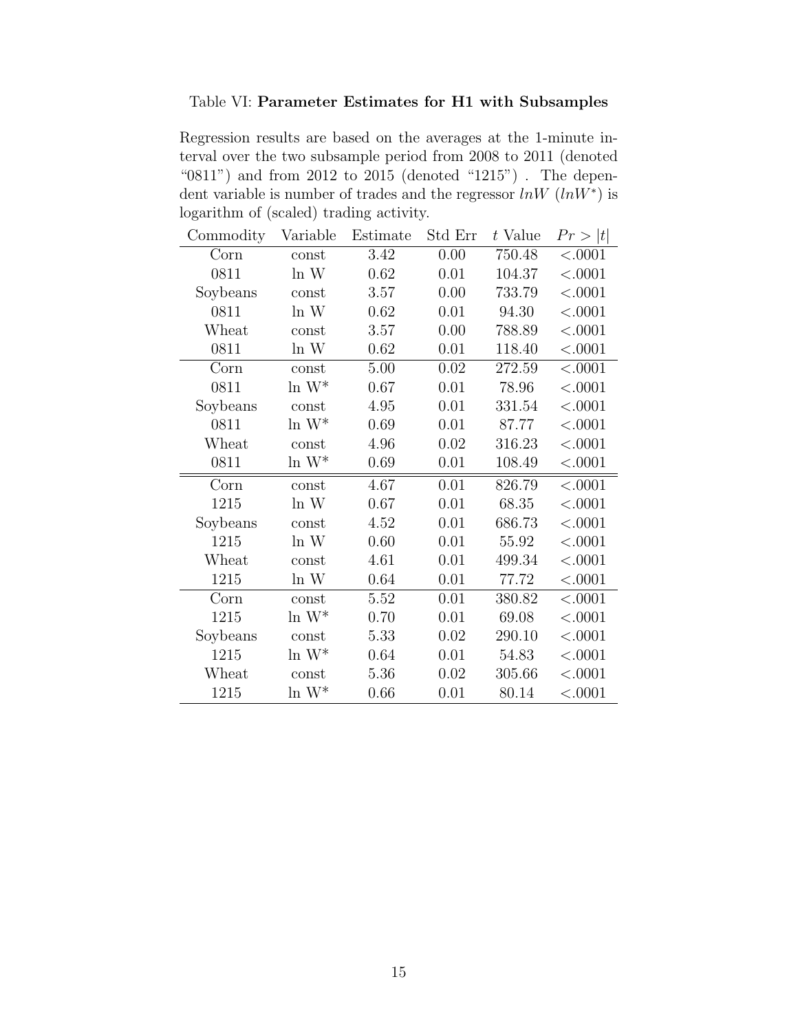Table VI: **Parameter Estimates for H1 with Subsamples**

Regression results are based on the averages at the 1-minute interval over the two subsample period from 2008 to 2011 (denoted "0811") and from 2012 to 2015 (denoted "1215") . The dependent variable is number of trades and the regressor $lnW$ ($lnW^*$) is logarithm of (scaled) trading activity.

| Commodity | Variable | Estimate | Std Err | $t$ Value | $Pr > \|t\|$ |
|---|---|---|---|---|---|
| Corn | const | 3.42 | 0.00 | 750.48 | <.0001 |
| 0811 | ln W | 0.62 | 0.01 | 104.37 | <.0001 |
| Soybeans | const | 3.57 | 0.00 | 733.79 | <.0001 |
| 0811 | ln W | 0.62 | 0.01 | 94.30 | <.0001 |
| Wheat | const | 3.57 | 0.00 | 788.89 | <.0001 |
| 0811 | ln W | 0.62 | 0.01 | 118.40 | <.0001 |
| Corn | const | 5.00 | 0.02 | 272.59 | <.0001 |
| 0811 | ln W* | 0.67 | 0.01 | 78.96 | <.0001 |
| Soybeans | const | 4.95 | 0.01 | 331.54 | <.0001 |
| 0811 | ln W* | 0.69 | 0.01 | 87.77 | <.0001 |
| Wheat | const | 4.96 | 0.02 | 316.23 | <.0001 |
| 0811 | ln W* | 0.69 | 0.01 | 108.49 | <.0001 |
| Corn | const | 4.67 | 0.01 | 826.79 | <.0001 |
| 1215 | ln W | 0.67 | 0.01 | 68.35 | <.0001 |
| Soybeans | const | 4.52 | 0.01 | 686.73 | <.0001 |
| 1215 | ln W | 0.60 | 0.01 | 55.92 | <.0001 |
| Wheat | const | 4.61 | 0.01 | 499.34 | <.0001 |
| 1215 | ln W | 0.64 | 0.01 | 77.72 | <.0001 |
| Corn | const | 5.52 | 0.01 | 380.82 | <.0001 |
| 1215 | ln W* | 0.70 | 0.01 | 69.08 | <.0001 |
| Soybeans | const | 5.33 | 0.02 | 290.10 | <.0001 |
| 1215 | ln W* | 0.64 | 0.01 | 54.83 | <.0001 |
| Wheat | const | 5.36 | 0.02 | 305.66 | <.0001 |
| 1215 | ln W* | 0.66 | 0.01 | 80.14 | <.0001 |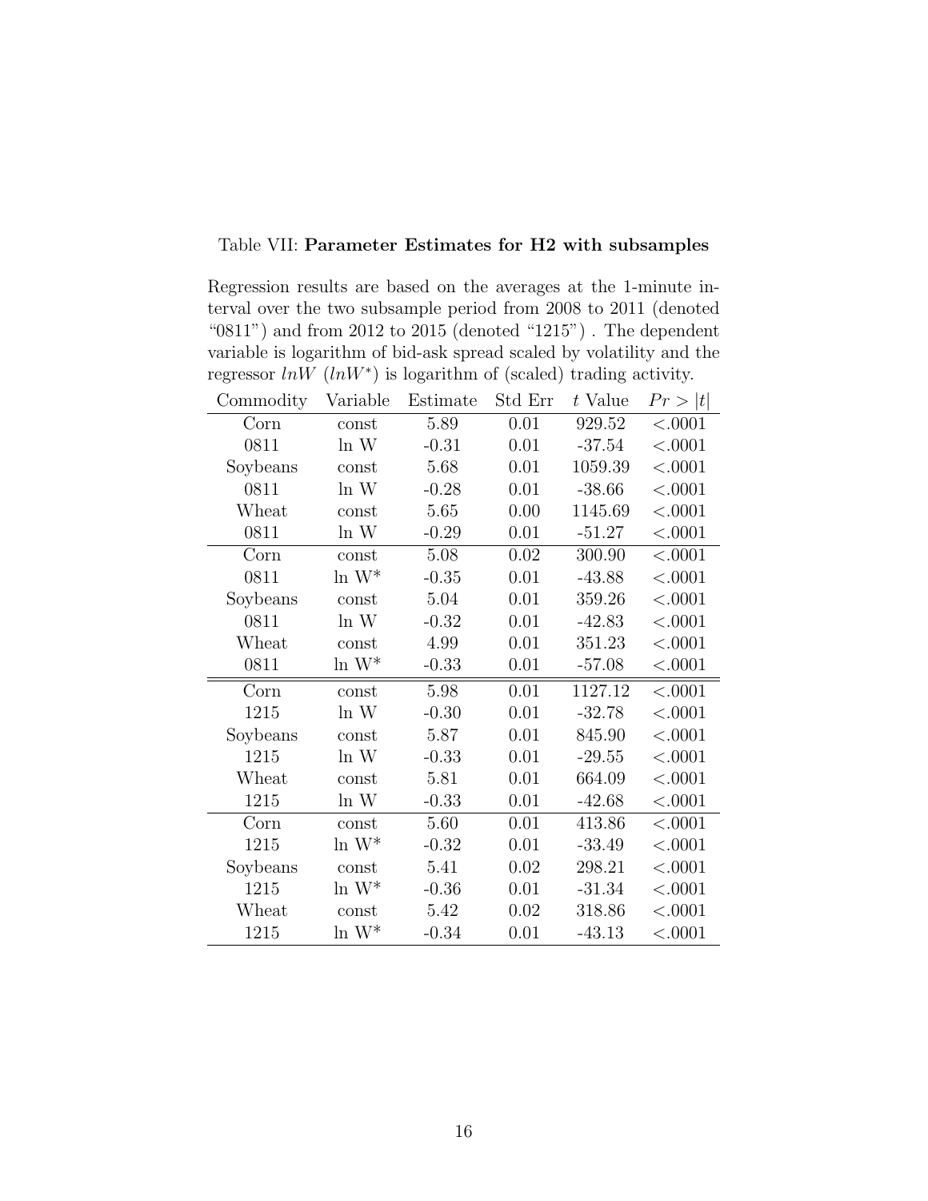Table VII: **Parameter Estimates for H2 with subsamples**

Regression results are based on the averages at the 1-minute interval over the two subsample period from 2008 to 2011 (denoted "0811") and from 2012 to 2015 (denoted "1215") . The dependent variable is logarithm of bid-ask spread scaled by volatility and the regressor $lnW$ ($lnW^*$) is logarithm of (scaled) trading activity.

| Commodity | Variable | Estimate | Std Err | $t$ Value | $Pr > \|t\|$ |
|---|---|---|---|---|---|
| Corn | const | 5.89 | 0.01 | 929.52 | <.0001 |
| 0811 | ln W | -0.31 | 0.01 | -37.54 | <.0001 |
| Soybeans | const | 5.68 | 0.01 | 1059.39 | <.0001 |
| 0811 | ln W | -0.28 | 0.01 | -38.66 | <.0001 |
| Wheat | const | 5.65 | 0.00 | 1145.69 | <.0001 |
| 0811 | ln W | -0.29 | 0.01 | -51.27 | <.0001 |
| Corn | const | 5.08 | 0.02 | 300.90 | <.0001 |
| 0811 | ln W* | -0.35 | 0.01 | -43.88 | <.0001 |
| Soybeans | const | 5.04 | 0.01 | 359.26 | <.0001 |
| 0811 | ln W | -0.32 | 0.01 | -42.83 | <.0001 |
| Wheat | const | 4.99 | 0.01 | 351.23 | <.0001 |
| 0811 | ln W* | -0.33 | 0.01 | -57.08 | <.0001 |
| Corn | const | 5.98 | 0.01 | 1127.12 | <.0001 |
| 1215 | ln W | -0.30 | 0.01 | -32.78 | <.0001 |
| Soybeans | const | 5.87 | 0.01 | 845.90 | <.0001 |
| 1215 | ln W | -0.33 | 0.01 | -29.55 | <.0001 |
| Wheat | const | 5.81 | 0.01 | 664.09 | <.0001 |
| 1215 | ln W | -0.33 | 0.01 | -42.68 | <.0001 |
| Corn | const | 5.60 | 0.01 | 413.86 | <.0001 |
| 1215 | ln W* | -0.32 | 0.01 | -33.49 | <.0001 |
| Soybeans | const | 5.41 | 0.02 | 298.21 | <.0001 |
| 1215 | ln W* | -0.36 | 0.01 | -31.34 | <.0001 |
| Wheat | const | 5.42 | 0.02 | 318.86 | <.0001 |
| 1215 | ln W* | -0.34 | 0.01 | -43.13 | <.0001 |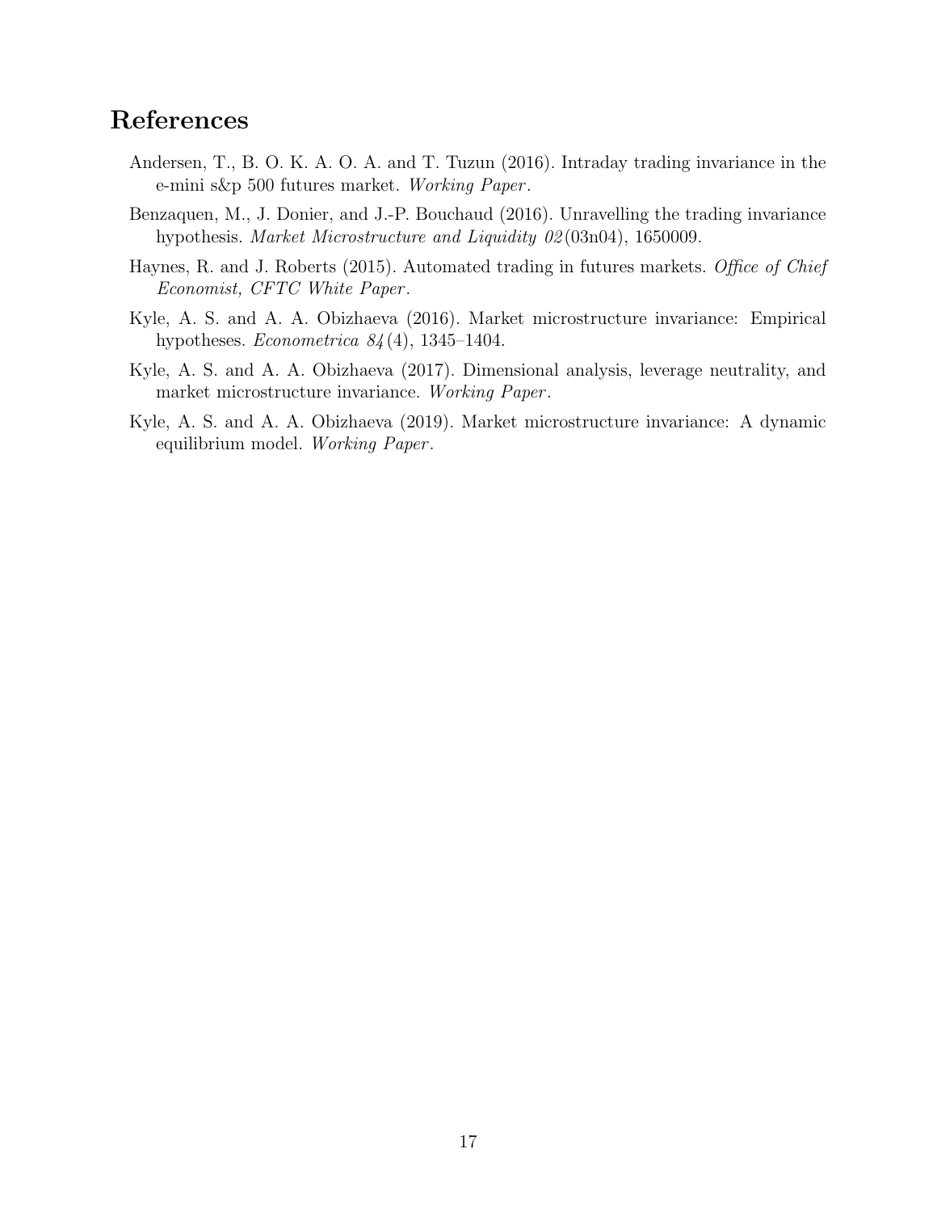# References

Andersen, T., B. O. K. A. O. A. and T. Tuzun (2016). Intraday trading invariance in the e-mini s&p 500 futures market. *Working Paper*.

Benzaquen, M., J. Donier, and J.-P. Bouchaud (2016). Unravelling the trading invariance hypothesis. *Market Microstructure and Liquidity 02*(03n04), 1650009.

Haynes, R. and J. Roberts (2015). Automated trading in futures markets. *Office of Chief Economist, CFTC White Paper*.

Kyle, A. S. and A. A. Obizhaeva (2016). Market microstructure invariance: Empirical hypotheses. *Econometrica 84*(4), 1345–1404.

Kyle, A. S. and A. A. Obizhaeva (2017). Dimensional analysis, leverage neutrality, and market microstructure invariance. *Working Paper*.

Kyle, A. S. and A. A. Obizhaeva (2019). Market microstructure invariance: A dynamic equilibrium model. *Working Paper*.